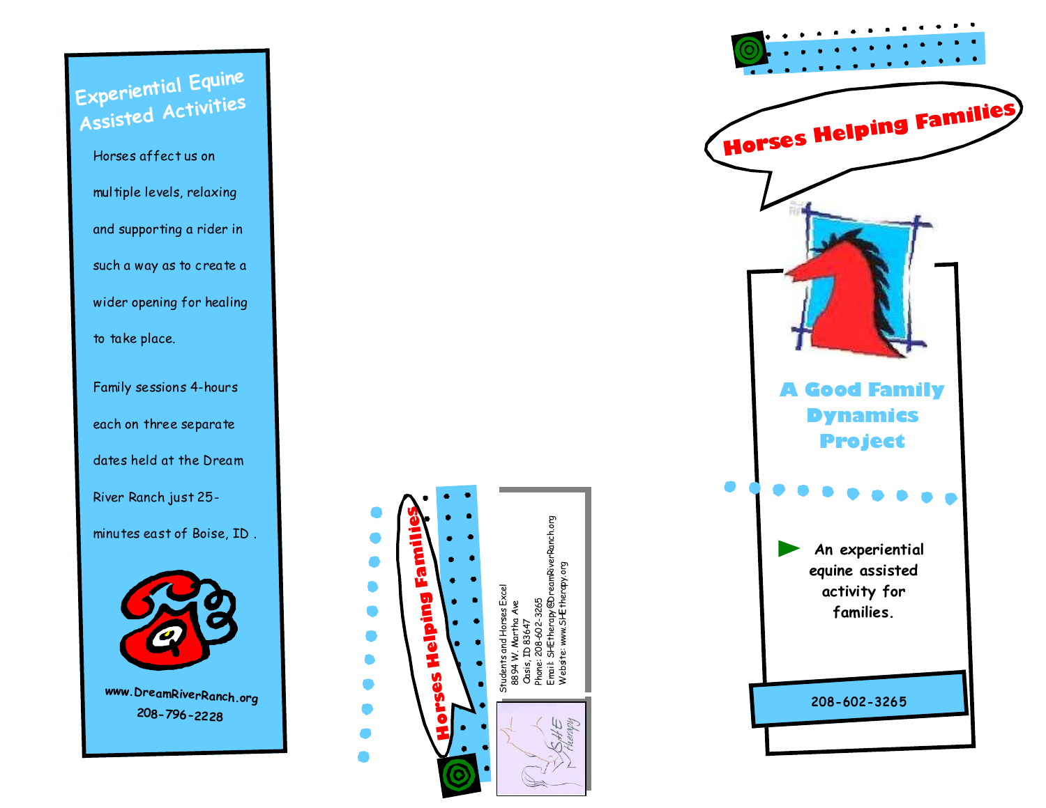## Experiential Equine Assisted Activities

Horses affect us on multiple levels, relaxing and supporting a rider in such a way as to create a wider opening for healing to take place.

Family sessions 4-hours each on three separate dates held at the Dream River Ranch just 25-minutes east of Boise, ID .

www.DreamRiverRanch.org
208-796-2228

Horses Helping Families

Students and Horses Excel
8894 W. Martha Ave
Oasis, ID 83647
Phone: 208-602-3265
Email: SHEtherapy@DreamRiverRanch.org
Website: www.SHEtherapy.org

SHE Therapy

# Horses Helping Families

## A Good Family Dynamics Project

- An experiential equine assisted activity for families.

208-602-3265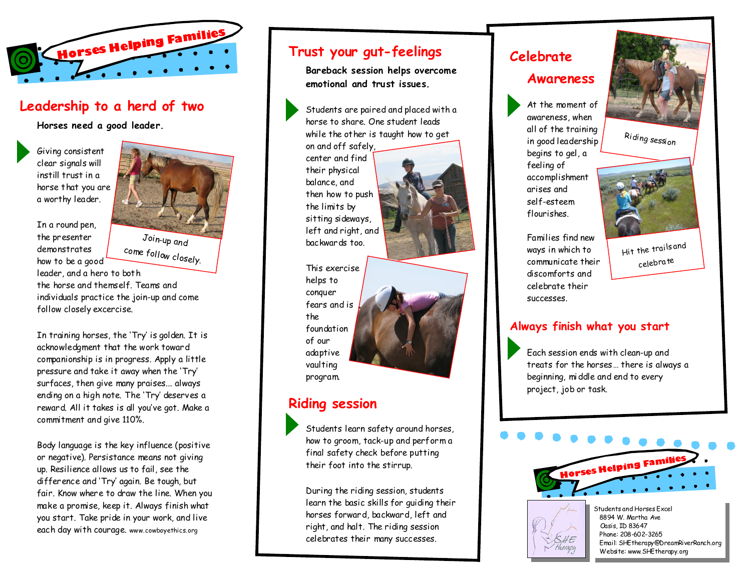# Horses Helping Families

## Leadership to a herd of two

**Horses need a good leader.**

Giving consistent clear signals will instill trust in a horse that you are a worthy leader.

In a round pen, the presenter demonstrates how to be a good leader, and a hero to both the horse and themself. Teams and individuals practice the join-up and come follow closely excercise.

Join-up and come follow closely.

In training horses, the 'Try' is golden. It is acknowledgment that the work toward companionship is in progress. Apply a little pressure and take it away when the 'Try' surfaces, then give many praises... always ending on a high note. The 'Try' deserves a reward. All it takes is all you've got. Make a commitment and give 110%.

Body language is the key influence (positive or negative). Persistance means not giving up. Resilience allows us to fail, see the difference and 'Try' again. Be tough, but fair. Know where to draw the line. When you make a promise, keep it. Always finish what you start. Take pride in your work, and live each day with courage. www.cowboyethics.org

## Trust your gut-feelings

**Bareback session helps overcome emotional and trust issues.**

Students are paired and placed with a horse to share. One student leads while the other is taught how to get on and off safely, center and find their physical balance, and then how to push the limits by sitting sideways, left and right, and backwards too.

This exercise helps to conquer fears and is the foundation of our adaptive vaulting program.

## Riding session

Students learn safety around horses, how to groom, tack-up and perform a final safety check before putting their foot into the stirrup.

During the riding session, students learn the basic skills for guiding their horses forward, backward, left and right, and halt. The riding session celebrates their many successes.

## Celebrate Awareness

At the moment of awareness, when all of the training in good leadership begins to gel, a feeling of accomplishment arises and self-esteem flourishes.

Riding session

Families find new ways in which to communicate their discomforts and celebrate their successes.

Hit the trails and celebrate

## Always finish what you start

Each session ends with clean-up and treats for the horses... there is always a beginning, middle and end to every project, job or task.

# Horses Helping Families

SHE Therapy

Students and Horses Excel
8894 W. Martha Ave
Oasis, ID 83647
Phone: 208-602-3265
Email: SHEtherapy@DreamRiverRanch.org
Website: www.SHEtherapy.org